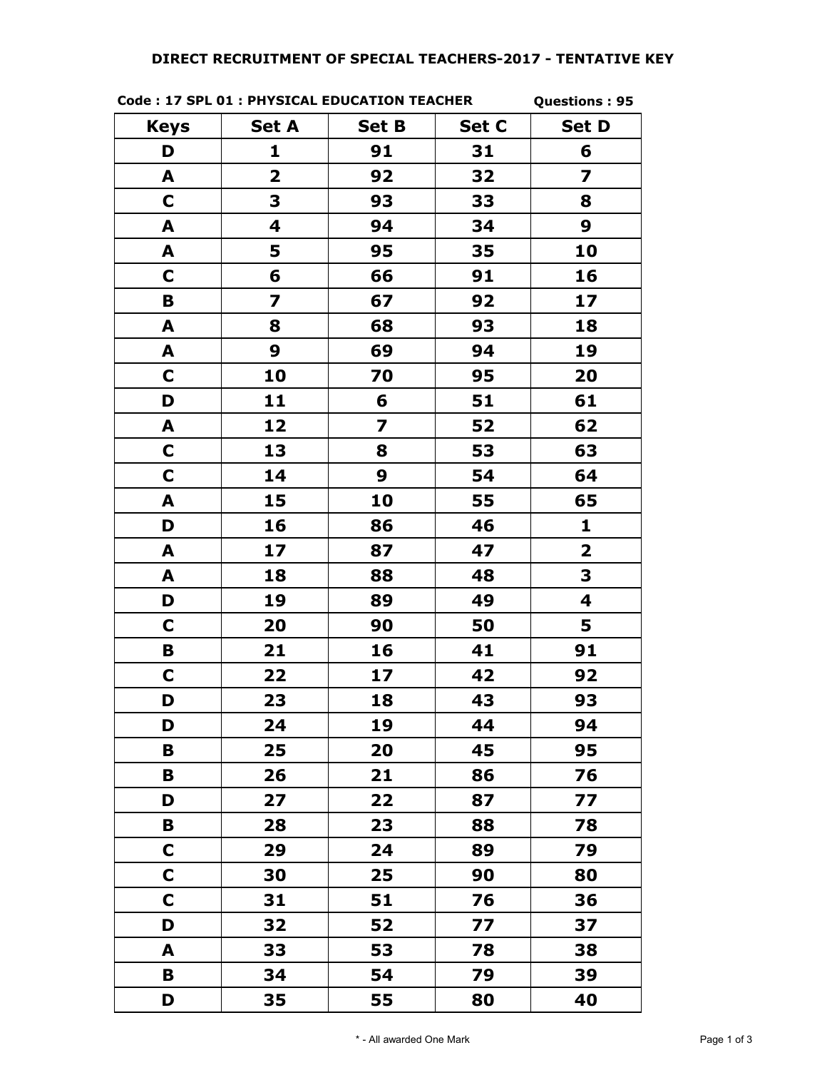# DIRECT RECRUITMENT OF SPECIAL TEACHERS-2017 - TENTATIVE KEY

**Code : 17 SPL 01 : PHYSICAL EDUCATION TEACHER** **Questions : 95**

| Keys | Set A | Set B | Set C | Set D |
|---|---|---|---|---|
| D | 1 | 91 | 31 | 6 |
| A | 2 | 92 | 32 | 7 |
| C | 3 | 93 | 33 | 8 |
| A | 4 | 94 | 34 | 9 |
| A | 5 | 95 | 35 | 10 |
| C | 6 | 66 | 91 | 16 |
| B | 7 | 67 | 92 | 17 |
| A | 8 | 68 | 93 | 18 |
| A | 9 | 69 | 94 | 19 |
| C | 10 | 70 | 95 | 20 |
| D | 11 | 6 | 51 | 61 |
| A | 12 | 7 | 52 | 62 |
| C | 13 | 8 | 53 | 63 |
| C | 14 | 9 | 54 | 64 |
| A | 15 | 10 | 55 | 65 |
| D | 16 | 86 | 46 | 1 |
| A | 17 | 87 | 47 | 2 |
| A | 18 | 88 | 48 | 3 |
| D | 19 | 89 | 49 | 4 |
| C | 20 | 90 | 50 | 5 |
| B | 21 | 16 | 41 | 91 |
| C | 22 | 17 | 42 | 92 |
| D | 23 | 18 | 43 | 93 |
| D | 24 | 19 | 44 | 94 |
| B | 25 | 20 | 45 | 95 |
| B | 26 | 21 | 86 | 76 |
| D | 27 | 22 | 87 | 77 |
| B | 28 | 23 | 88 | 78 |
| C | 29 | 24 | 89 | 79 |
| C | 30 | 25 | 90 | 80 |
| C | 31 | 51 | 76 | 36 |
| D | 32 | 52 | 77 | 37 |
| A | 33 | 53 | 78 | 38 |
| B | 34 | 54 | 79 | 39 |
| D | 35 | 55 | 80 | 40 |

\* - All awarded One Mark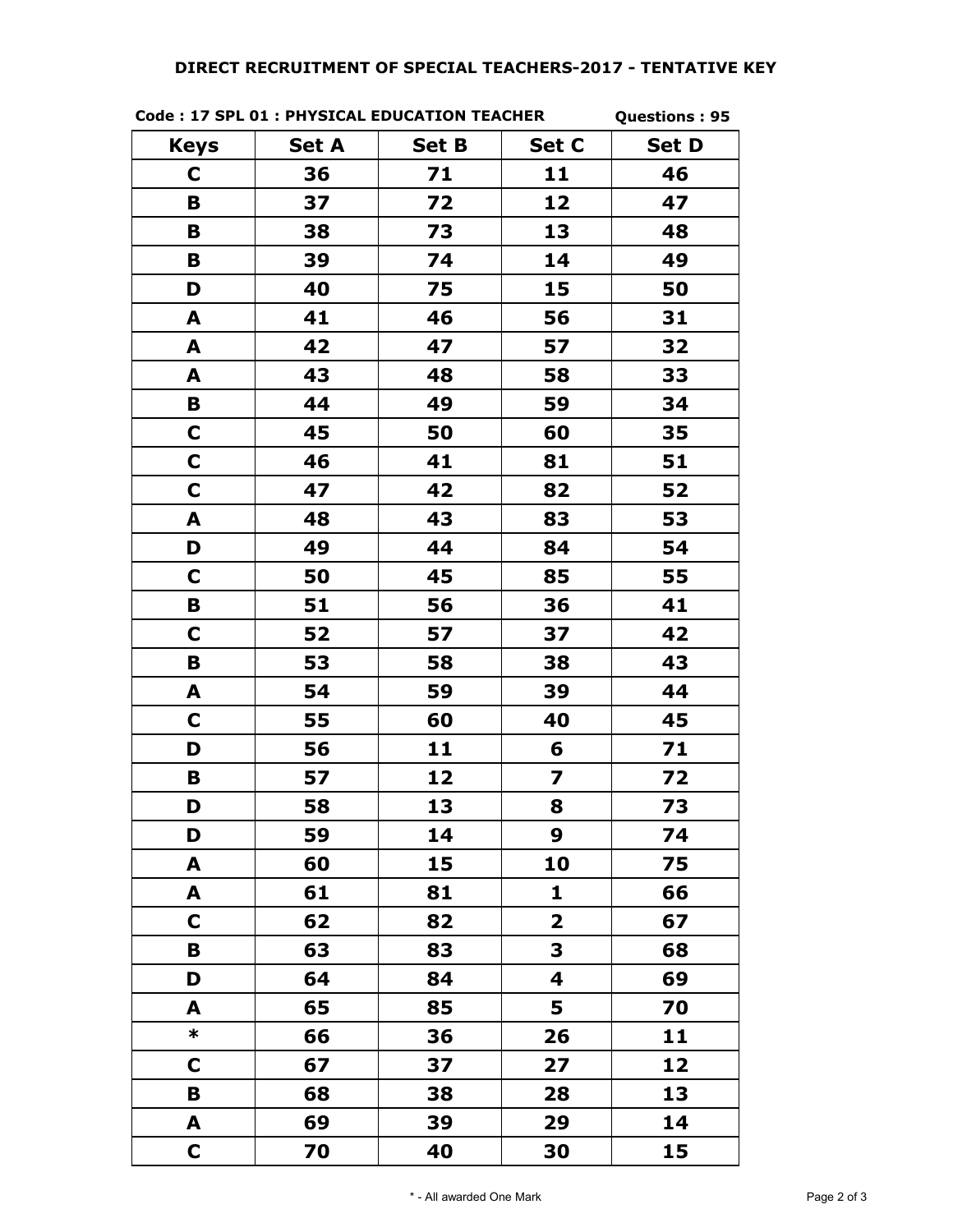**DIRECT RECRUITMENT OF SPECIAL TEACHERS-2017 - TENTATIVE KEY**

**Code : 17 SPL 01 : PHYSICAL EDUCATION TEACHER** **Questions : 95**

| Keys | Set A | Set B | Set C | Set D |
|---|---|---|---|---|
| C | 36 | 71 | 11 | 46 |
| B | 37 | 72 | 12 | 47 |
| B | 38 | 73 | 13 | 48 |
| B | 39 | 74 | 14 | 49 |
| D | 40 | 75 | 15 | 50 |
| A | 41 | 46 | 56 | 31 |
| A | 42 | 47 | 57 | 32 |
| A | 43 | 48 | 58 | 33 |
| B | 44 | 49 | 59 | 34 |
| C | 45 | 50 | 60 | 35 |
| C | 46 | 41 | 81 | 51 |
| C | 47 | 42 | 82 | 52 |
| A | 48 | 43 | 83 | 53 |
| D | 49 | 44 | 84 | 54 |
| C | 50 | 45 | 85 | 55 |
| B | 51 | 56 | 36 | 41 |
| C | 52 | 57 | 37 | 42 |
| B | 53 | 58 | 38 | 43 |
| A | 54 | 59 | 39 | 44 |
| C | 55 | 60 | 40 | 45 |
| D | 56 | 11 | 6 | 71 |
| B | 57 | 12 | 7 | 72 |
| D | 58 | 13 | 8 | 73 |
| D | 59 | 14 | 9 | 74 |
| A | 60 | 15 | 10 | 75 |
| A | 61 | 81 | 1 | 66 |
| C | 62 | 82 | 2 | 67 |
| B | 63 | 83 | 3 | 68 |
| D | 64 | 84 | 4 | 69 |
| A | 65 | 85 | 5 | 70 |
| * | 66 | 36 | 26 | 11 |
| C | 67 | 37 | 27 | 12 |
| B | 68 | 38 | 28 | 13 |
| A | 69 | 39 | 29 | 14 |
| C | 70 | 40 | 30 | 15 |

* - All awarded One Mark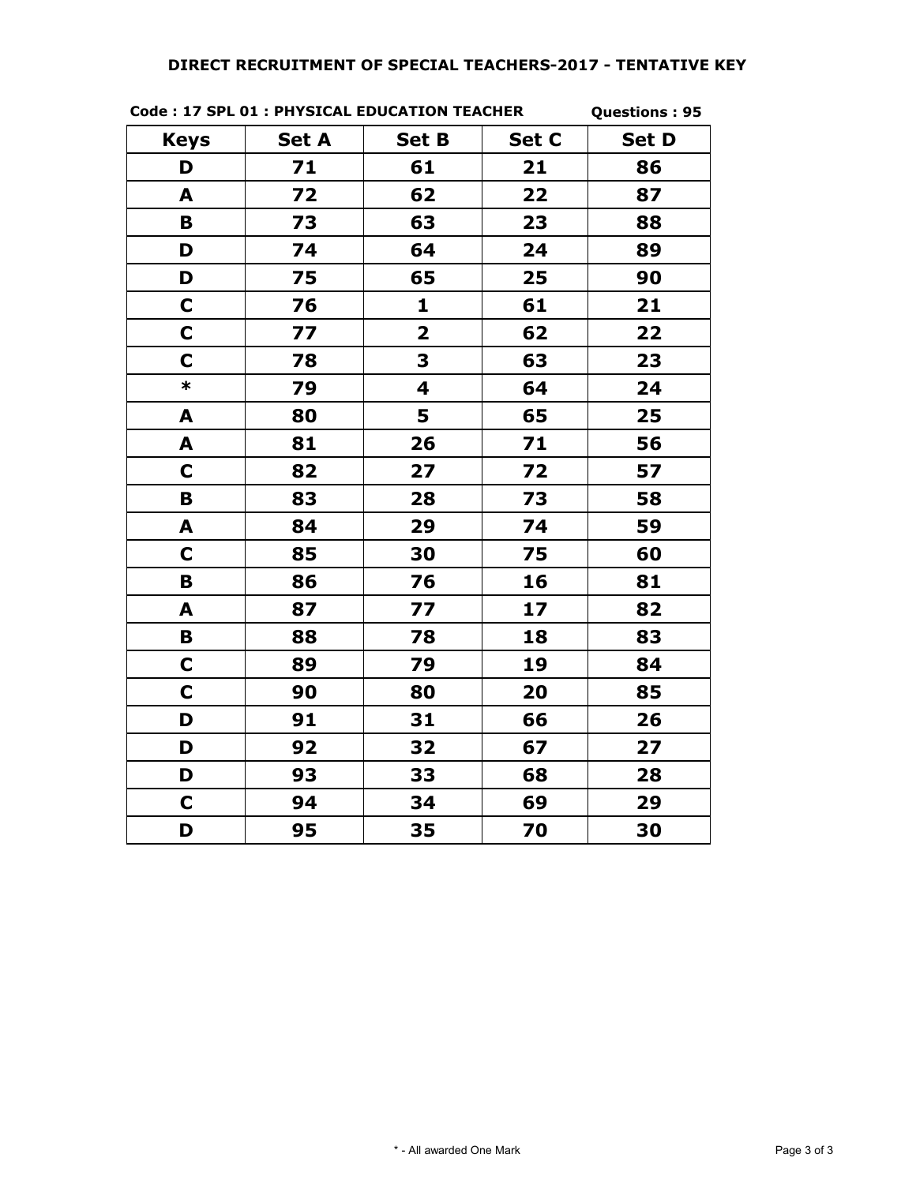## DIRECT RECRUITMENT OF SPECIAL TEACHERS-2017 - TENTATIVE KEY

**Code : 17 SPL 01 : PHYSICAL EDUCATION TEACHER** **Questions : 95**

| Keys | Set A | Set B | Set C | Set D |
|---|---|---|---|---|
| D | 71 | 61 | 21 | 86 |
| A | 72 | 62 | 22 | 87 |
| B | 73 | 63 | 23 | 88 |
| D | 74 | 64 | 24 | 89 |
| D | 75 | 65 | 25 | 90 |
| C | 76 | 1 | 61 | 21 |
| C | 77 | 2 | 62 | 22 |
| C | 78 | 3 | 63 | 23 |
| * | 79 | 4 | 64 | 24 |
| A | 80 | 5 | 65 | 25 |
| A | 81 | 26 | 71 | 56 |
| C | 82 | 27 | 72 | 57 |
| B | 83 | 28 | 73 | 58 |
| A | 84 | 29 | 74 | 59 |
| C | 85 | 30 | 75 | 60 |
| B | 86 | 76 | 16 | 81 |
| A | 87 | 77 | 17 | 82 |
| B | 88 | 78 | 18 | 83 |
| C | 89 | 79 | 19 | 84 |
| C | 90 | 80 | 20 | 85 |
| D | 91 | 31 | 66 | 26 |
| D | 92 | 32 | 67 | 27 |
| D | 93 | 33 | 68 | 28 |
| C | 94 | 34 | 69 | 29 |
| D | 95 | 35 | 70 | 30 |

* - All awarded One Mark